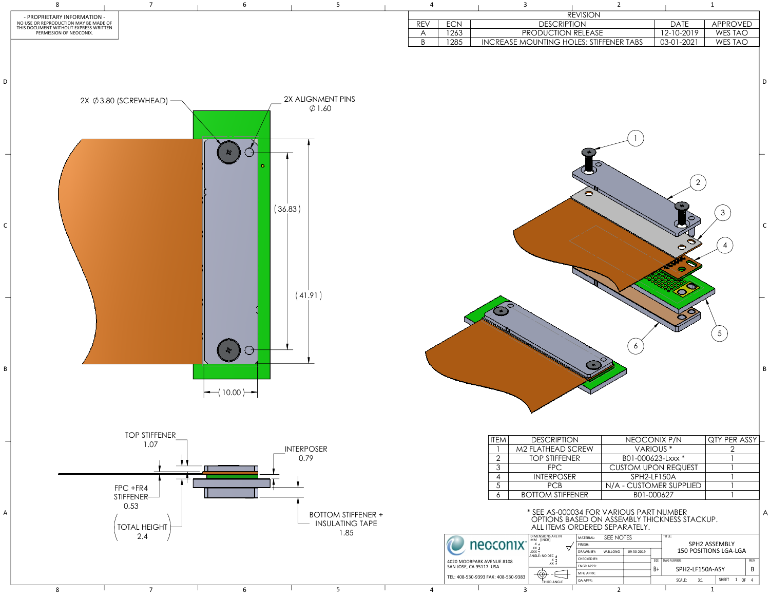- PROPRIETARY INFORMATION -
NO USE OR REPRODUCTION MAY BE MADE OF THIS DOCUMENT WITHOUT EXPRESS WRITTEN PERMISSION OF NEOCONIX.

| REVISION | | | | |
|---|---|---|---|---|
| REV | ECN | DESCRIPTION | DATE | APPROVED |
| A | 1263 | PRODUCTION RELEASE | 12-10-2019 | WES TAO |
| B | 1285 | INCREASE MOUNTING HOLES: STIFFENER TABS | 03-01-2021 | WES TAO |

2X ∅3.80 (SCREWHEAD)

2X ALIGNMENT PINS ∅1.60

(36.83)

(41.91)

(10.00)

TOP STIFFENER 1.07

INTERPOSER 0.79

FPC +FR4 STIFFENER 0.53

TOTAL HEIGHT 2.4

BOTTOM STIFFENER + INSULATING TAPE 1.85

| ITEM | DESCRIPTION | NEOCONIX P/N | QTY PER ASSY |
|---|---|---|---|
| 1 | M2 FLATHEAD SCREW | VARIOUS * | 2 |
| 2 | TOP STIFFENER | B01-000623-Lxxx * | 1 |
| 3 | FPC | CUSTOM UPON REQUEST | 1 |
| 4 | INTERPOSER | SPH2-LF150A | 1 |
| 5 | PCB | N/A - CUSTOMER SUPPLIED | 1 |
| 6 | BOTTOM STIFFENER | B01-000627 | 1 |

* SEE AS-000034 FOR VARIOUS PART NUMBER OPTIONS BASED ON ASSEMBLY THICKNESS STACKUP. ALL ITEMS ORDERED SEPARATELY.

neoconix
4020 MOORPARK AVENUE #108
SAN JOSE, CA 95117 USA
TEL: 408-530-9393 FAX: 408-530-9383

DIMENSIONS ARE IN MM [INCH]
THIRD ANGLE

| MATERIAL: | SEE NOTES |
|---|---|
| FINISH: | |
| DRAWN BY: | W.B.LONG 09-30-2019 |
| CHECKED BY: | |
| ENGR APPR: | |
| MFG APPR: | |
| QA APPR: | |

TITLE: SPH2 ASSEMBLY 150 POSITIONS LGA-LGA

SIZE: B+ DWG NUMBER: SPH2-LF150A-ASY REV: B

SCALE: 3:1 SHEET 1 OF 4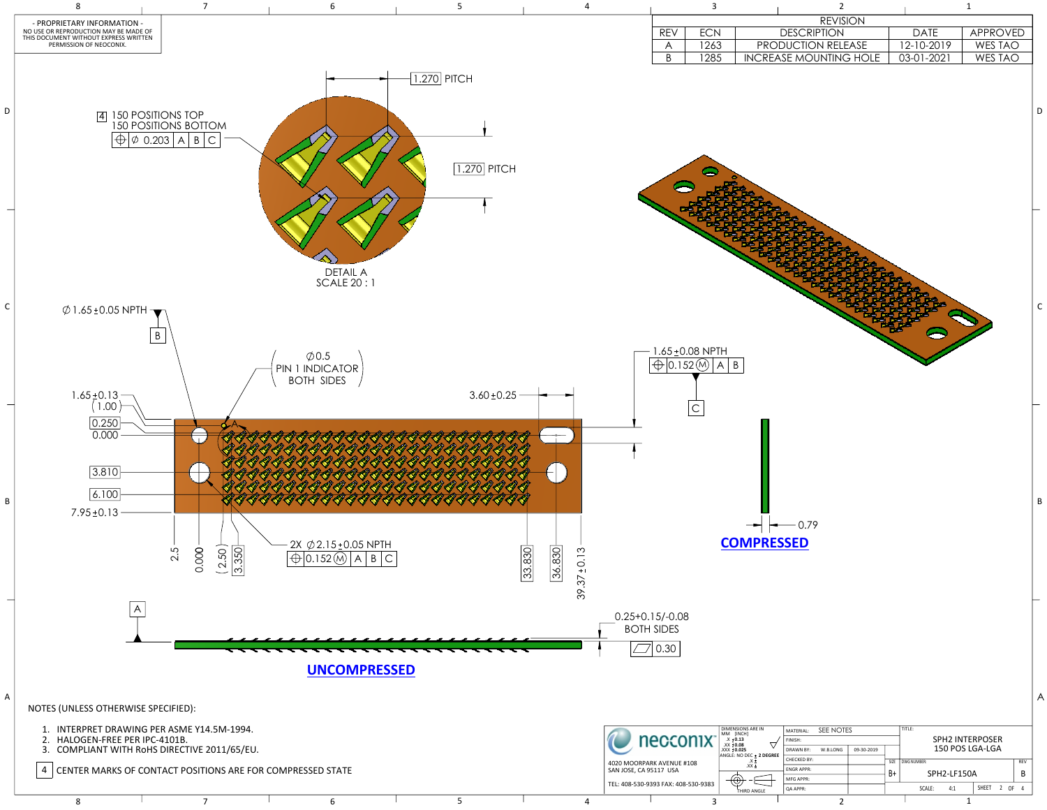- PROPRIETARY INFORMATION -
NO USE OR REPRODUCTION MAY BE MADE OF THIS DOCUMENT WITHOUT EXPRESS WRITTEN PERMISSION OF NEOCONIX.

| REVISION | | | | |
|---|---|---|---|---|
| REV | ECN | DESCRIPTION | DATE | APPROVED |
| A | 1263 | PRODUCTION RELEASE | 12-10-2019 | WES TAO |
| B | 1285 | INCREASE MOUNTING HOLE | 03-01-2021 | WES TAO |

1.270 PITCH

4 150 POSITIONS TOP
150 POSITIONS BOTTOM
⊕ ∅ 0.203 | A | B | C

1.270 PITCH

DETAIL A
SCALE 20 : 1

∅1.65±0.05 NPTH
B

∅0.5
PIN 1 INDICATOR
BOTH SIDES

1.65±0.13
(1.00)
0.250
0.000
3.810
6.100
7.95±0.13

3.60±0.25

1.65±0.08 NPTH
⊕ 0.152 Ⓜ | A | B
C

2.5 0.000 (2.50) 3.350

2X ∅2.15±0.05 NPTH
⊕ 0.152 Ⓜ | A | B | C

33.830 36.830 39.37±0.13

0.79
**COMPRESSED**

A

0.25+0.15/-0.08
BOTH SIDES
⏥ 0.30

**UNCOMPRESSED**

NOTES (UNLESS OTHERWISE SPECIFIED):

1. INTERPRET DRAWING PER ASME Y14.5M-1994.
2. HALOGEN-FREE PER IPC-4101B.
3. COMPLIANT WITH RoHS DIRECTIVE 2011/65/EU.

4 CENTER MARKS OF CONTACT POSITIONS ARE FOR COMPRESSED STATE

neoconix
4020 MOORPARK AVENUE #108
SAN JOSE, CA 95117 USA
TEL: 408-530-9393 FAX: 408-530-9383

DIMENSIONS ARE IN MM [INCH]
.X ±0.13
.XX ±0.08
.XXX ±0.025
ANGLE: NO DEC ± 2 DEGREE
.X ±
.XX ±
THIRD ANGLE

| MATERIAL: | SEE NOTES | |
|---|---|---|
| FINISH: | | |
| DRAWN BY: | W.B.LONG | 09-30-2019 |
| CHECKED BY: | | |
| ENGR APPR: | | |
| MFG APPR: | | |
| QA APPR: | | |

TITLE: SPH2 INTERPOSER 150 POS LGA-LGA

SIZE: B+ | DWG NUMBER: SPH2-LF150A | REV: B

SCALE: 4:1 | SHEET 2 OF 4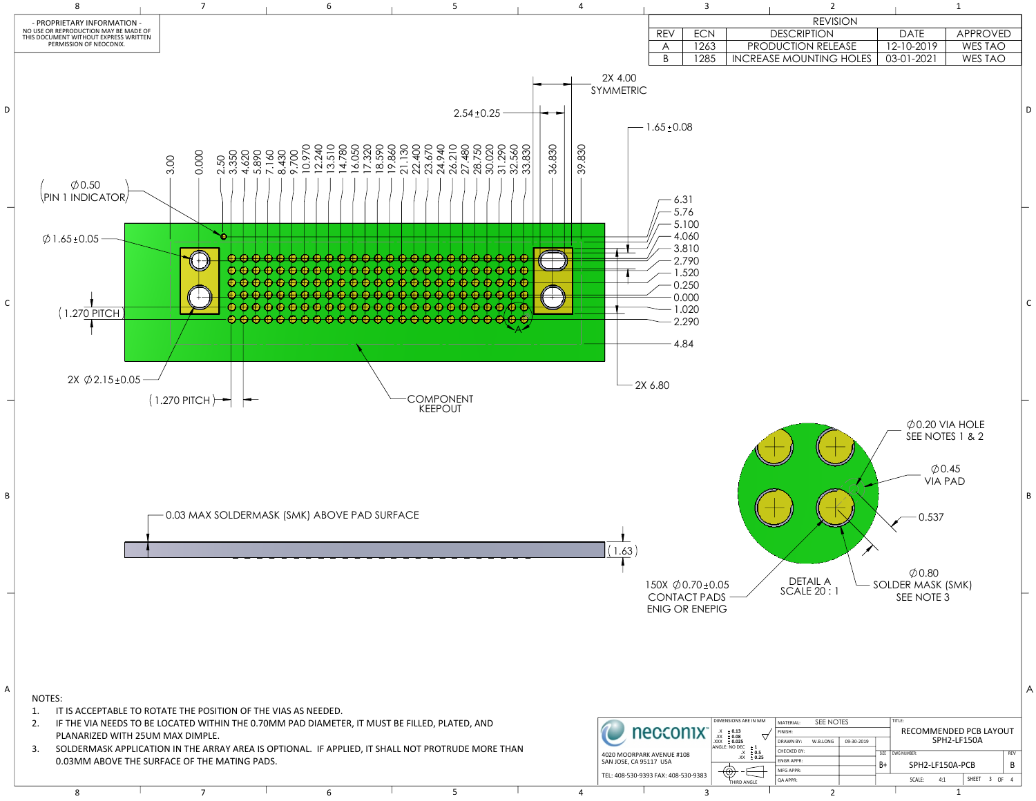- PROPRIETARY INFORMATION -
NO USE OR REPRODUCTION MAY BE MADE OF THIS DOCUMENT WITHOUT EXPRESS WRITTEN PERMISSION OF NEOCONIX.

| REVISION | | | | |
|---|---|---|---|---|
| REV | ECN | DESCRIPTION | DATE | APPROVED |
| A | 1263 | PRODUCTION RELEASE | 12-10-2019 | WES TAO |
| B | 1285 | INCREASE MOUNTING HOLES | 03-01-2021 | WES TAO |

2X 4.00 SYMMETRIC

2.54±0.25

1.65±0.08

3.00, 0.000, 2.50, 3.350, 4.620, 5.890, 7.160, 8.430, 9.700, 10.970, 12.240, 13.510, 14.780, 16.050, 17.320, 18.590, 19.860, 21.130, 22.400, 23.670, 24.940, 26.210, 27.480, 28.750, 30.020, 31.290, 32.560, 33.830, 36.830, 39.830

6.31, 5.76, 5.100, 4.060, 3.810, 2.790, 1.520, 0.250, 0.000, 1.020, 2.290, 4.84

2X 6.80

∅0.50 (PIN 1 INDICATOR)

∅1.65±0.05

(1.270 PITCH)

2X ∅2.15±0.05

(1.270 PITCH)

COMPONENT KEEPOUT

A

0.03 MAX SOLDERMASK (SMK) ABOVE PAD SURFACE

(1.63)

∅0.20 VIA HOLE SEE NOTES 1 & 2

∅0.45 VIA PAD

0.537

∅0.80 SOLDER MASK (SMK) SEE NOTE 3

150X ∅0.70±0.05 CONTACT PADS ENIG OR ENEPIG

DETAIL A
SCALE 20 : 1

NOTES:

1. IT IS ACCEPTABLE TO ROTATE THE POSITION OF THE VIAS AS NEEDED.
2. IF THE VIA NEEDS TO BE LOCATED WITHIN THE 0.70MM PAD DIAMETER, IT MUST BE FILLED, PLATED, AND PLANARIZED WITH 25UM MAX DIMPLE.
3. SOLDERMASK APPLICATION IN THE ARRAY AREA IS OPTIONAL. IF APPLIED, IT SHALL NOT PROTRUDE MORE THAN 0.03MM ABOVE THE SURFACE OF THE MATING PADS.

neoconix
4020 MOORPARK AVENUE #108
SAN JOSE, CA 95117 USA
TEL: 408-530-9393 FAX: 408-530-9383

DIMENSIONS ARE IN MM
.X ± 0.13
.XX ± 0.08
.XXX ± 0.025
ANGLE: NO DEC ± 1
.X ± 0.5
.XX ± 0.25
THIRD ANGLE

| | |
|---|---|
| MATERIAL: | SEE NOTES |
| FINISH: | |
| DRAWN BY: | W.B.LONG 09-30-2019 |
| CHECKED BY: | |
| ENGR APPR: | |
| MFG APPR: | |
| QA APPR: | |

TITLE: RECOMMENDED PCB LAYOUT SPH2-LF150A
SIZE: B+ DWG NUMBER: SPH2-LF150A-PCB REV: B
SCALE: 4:1 SHEET 3 OF 4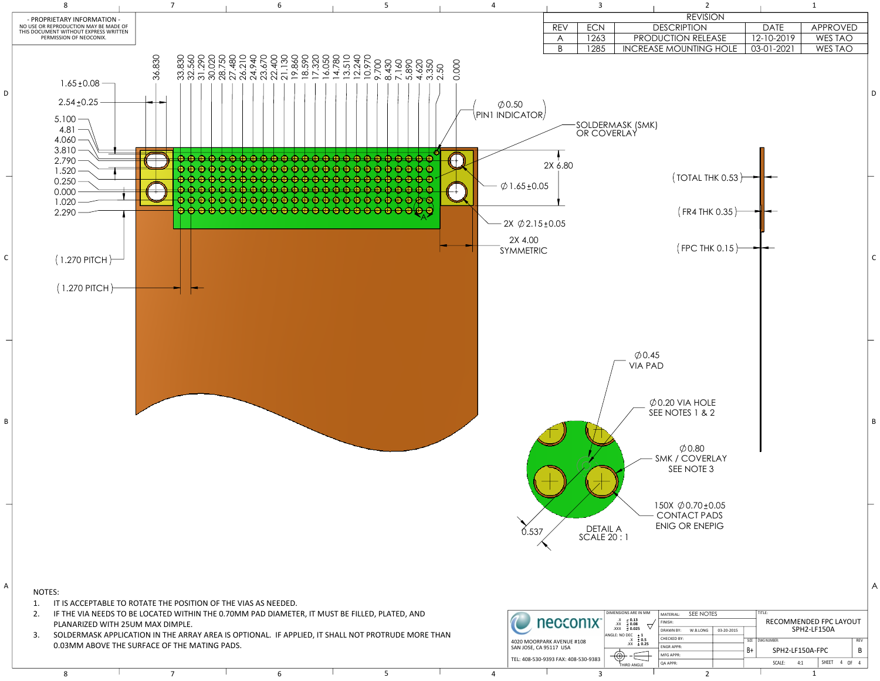- PROPRIETARY INFORMATION -
NO USE OR REPRODUCTION MAY BE MADE OF THIS DOCUMENT WITHOUT EXPRESS WRITTEN PERMISSION OF NEOCONIX.

| REVISION | | | | |
|---|---|---|---|---|
| REV | ECN | DESCRIPTION | DATE | APPROVED |
| A | 1263 | PRODUCTION RELEASE | 12-10-2019 | WES TAO |
| B | 1285 | INCREASE MOUNTING HOLE | 03-01-2021 | WES TAO |

36.830
33.830
32.560
31.290
30.020
28.750
27.480
26.210
24.940
23.670
22.400
21.130
19.860
18.590
17.320
16.050
14.780
13.510
12.240
10.970
9.700
8.430
7.160
5.890
4.620
3.350
2.50
0.000

1.65±0.08
2.54±0.25
5.100
4.81
4.060
3.810
2.790
1.520
0.250
0.000
1.020
2.290

(1.270 PITCH)
(1.270 PITCH)

∅0.50 (PIN1 INDICATOR)
SOLDERMASK (SMK) OR COVERLAY
2X 6.80
∅1.65±0.05
2X ∅2.15±0.05
2X 4.00 SYMMETRIC
A

(TOTAL THK 0.53)
(FR4 THK 0.35)
(FPC THK 0.15)

∅0.45 VIA PAD
∅0.20 VIA HOLE SEE NOTES 1 & 2
∅0.80 SMK / COVERLAY SEE NOTE 3
150X ∅0.70±0.05 CONTACT PADS ENIG OR ENEPIG
0.537
DETAIL A
SCALE 20 : 1

NOTES:

1. IT IS ACCEPTABLE TO ROTATE THE POSITION OF THE VIAS AS NEEDED.
2. IF THE VIA NEEDS TO BE LOCATED WITHIN THE 0.70MM PAD DIAMETER, IT MUST BE FILLED, PLATED, AND PLANARIZED WITH 25UM MAX DIMPLE.
3. SOLDERMASK APPLICATION IN THE ARRAY AREA IS OPTIONAL. IF APPLIED, IT SHALL NOT PROTRUDE MORE THAN 0.03MM ABOVE THE SURFACE OF THE MATING PADS.

neoconix
4020 MOORPARK AVENUE #108
SAN JOSE, CA 95117 USA
TEL: 408-530-9393 FAX: 408-530-9383

DIMENSIONS ARE IN MM
.X ± 0.13
.XX ± 0.08
.XXX ± 0.025
ANGLE: NO DEC ± 1
.X ± 0.5
.XX ± 0.25
THIRD ANGLE

| | | |
|---|---|---|
| MATERIAL: | SEE NOTES | |
| FINISH: | | |
| DRAWN BY: | W.B.LONG | 03-20-2015 |
| CHECKED BY: | | |
| ENGR APPR: | | |
| MFG APPR: | | |
| QA APPR: | | |

TITLE: RECOMMENDED FPC LAYOUT SPH2-LF150A
SIZE: B+
DWG NUMBER: SPH2-LF150A-FPC
REV: B
SCALE: 4:1
SHEET 4 OF 4